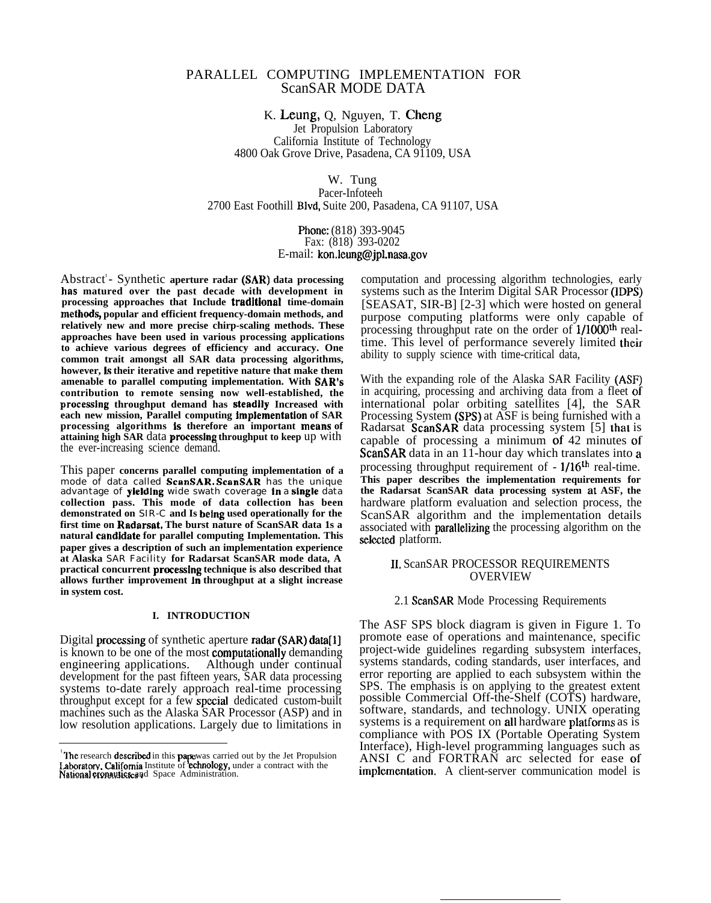# PARALLEL COMPUTING IMPLEMENTATION FOR ScanSAR MODE DATA

K. Leung, Q, Nguyen, T. Cheng
Jet Propulsion Laboratory
California Institute of Technology
4800 Oak Grove Drive, Pasadena, CA 91109, USA

W. Tung
Pacer-Infoteeh
2700 East Foothill Blvd, Suite 200, Pasadena, CA 91107, USA

Phone: (818) 393-9045
Fax: (818) 393-0202
E-mail: kon.leung@jpl.nasa.gov

Abstract[1] - Synthetic **aperture radar (SAR) data processing has matured over the past decade with development in processing approaches that Include traditional time-domain methods, popular and efficient frequency-domain methods, and relatively new and more precise chirp-scaling methods. These approaches have been used in various processing applications to achieve various degrees of efficiency and accuracy. One common trait amongst all SAR data processing algorithms, however, Is their iterative and repetitive nature that make them amenable to parallel computing implementation. With SAR's contribution to remote sensing now well-established, the processing throughput demand has steadily Increased with each new mission, Parallel computing implementation of SAR processing algorithms is therefore an important means of attaining high SAR** data **processing throughput to keep** up with the ever-increasing science demand.

This paper **concerns parallel computing implementation of a** mode of data called **ScanSAR. ScanSAR** has the unique advantage of **yielding** wide swath coverage **in** a **single** data **collection pass. This mode of data collection has been demonstrated on** SIR-C **and Is being used operationally for the first time on Radarsat. The burst nature of ScanSAR data 1s a natural candidate for parallel computing Implementation. This paper gives a description of such an implementation experience at Alaska** SAR Facility **for Radarsat ScanSAR mode data, A practical concurrent processing technique is also described that allows further improvement in throughput at a slight increase in system cost.**

## I. INTRODUCTION

Digital processing of synthetic aperture radar (SAR) data[1] is known to be one of the most computationally demanding engineering applications. Although under continual development for the past fifteen years, SAR data processing systems to-date rarely approach real-time processing throughput except for a few special dedicated custom-built machines such as the Alaska SAR Processor (ASP) and in low resolution applications. Largely due to limitations in computation and processing algorithm technologies, early systems such as the Interim Digital SAR Processor (IDPS) [SEASAT, SIR-B] [2-3] which were hosted on general purpose computing platforms were only capable of processing throughput rate on the order of $1/1000^{th}$ real-time. This level of performance severely limited their ability to supply science with time-critical data,

With the expanding role of the Alaska SAR Facility (ASF) in acquiring, processing and archiving data from a fleet of international polar orbiting satellites [4], the SAR Processing System (SPS) at ASF is being furnished with a Radarsat ScanSAR data processing system [5] that is capable of processing a minimum of 42 minutes of ScanSAR data in an 11-hour day which translates into a processing throughput requirement of - $1/16^{th}$ real-time. **This paper describes the implementation requirements for the Radarsat ScanSAR data processing system at ASF, the** hardware platform evaluation and selection process, the ScanSAR algorithm and the implementation details associated with parallelizing the processing algorithm on the selected platform.

## II. ScanSAR PROCESSOR REQUIREMENTS OVERVIEW

### 2.1 ScanSAR Mode Processing Requirements

The ASF SPS block diagram is given in Figure 1. To promote ease of operations and maintenance, specific project-wide guidelines regarding subsystem interfaces, systems standards, coding standards, user interfaces, and error reporting are applied to each subsystem within the SPS. The emphasis is on applying to the greatest extent possible Commercial Off-the-Shelf (COTS) hardware, software, standards, and technology. UNIX operating systems is a requirement on all hardware platforms as is compliance with POS IX (Portable Operating System Interface), High-level programming languages such as ANSI C and FORTRAN arc selected for ease of implementation. A client-server communication model is

[1] The research described in this paper was carried out by the Jet Propulsion Laboratory, California Institute of Technology, under a contract with the National Aeronautics and Space Administration.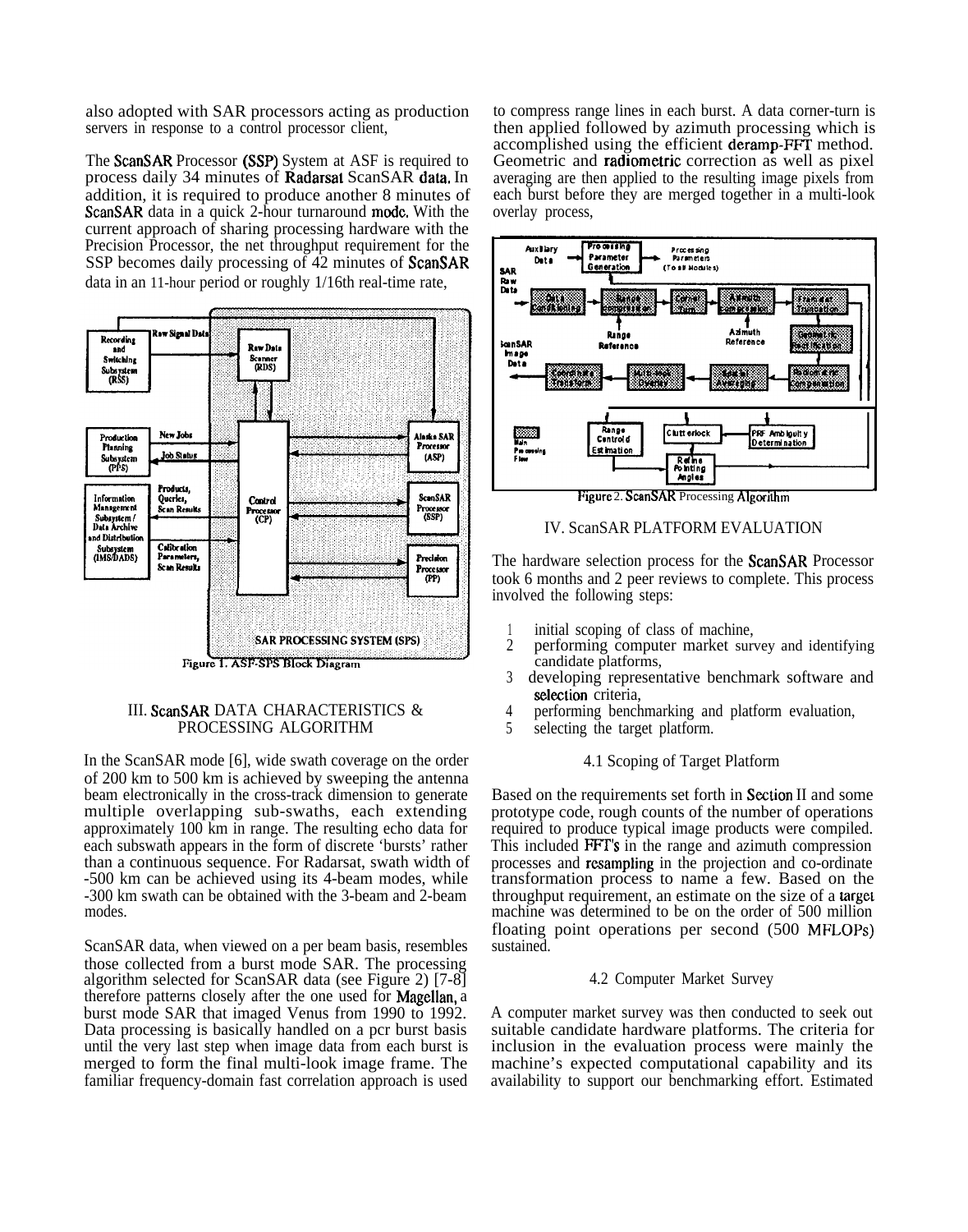also adopted with SAR processors acting as production servers in response to a control processor client,

The ScanSAR Processor (SSP) System at ASF is required to process daily 34 minutes of Radarsat ScanSAR data, In addition, it is required to produce another 8 minutes of ScanSAR data in a quick 2-hour turnaround mode. With the current approach of sharing processing hardware with the Precision Processor, the net throughput requirement for the SSP becomes daily processing of 42 minutes of ScanSAR data in an 11-hour period or roughly 1/16th real-time rate,

Figure 1. ASF-SPS Block Diagram

## III. ScanSAR DATA CHARACTERISTICS & PROCESSING ALGORITHM

In the ScanSAR mode [6], wide swath coverage on the order of 200 km to 500 km is achieved by sweeping the antenna beam electronically in the cross-track dimension to generate multiple overlapping sub-swaths, each extending approximately 100 km in range. The resulting echo data for each subswath appears in the form of discrete 'bursts' rather than a continuous sequence. For Radarsat, swath width of -500 km can be achieved using its 4-beam modes, while -300 km swath can be obtained with the 3-beam and 2-beam modes.

ScanSAR data, when viewed on a per beam basis, resembles those collected from a burst mode SAR. The processing algorithm selected for ScanSAR data (see Figure 2) [7-8] therefore patterns closely after the one used for Magellan, a burst mode SAR that imaged Venus from 1990 to 1992. Data processing is basically handled on a pcr burst basis until the very last step when image data from each burst is merged to form the final multi-look image frame. The familiar frequency-domain fast correlation approach is used to compress range lines in each burst. A data corner-turn is then applied followed by azimuth processing which is accomplished using the efficient deramp-FFT method. Geometric and radiometric correction as well as pixel averaging are then applied to the resulting image pixels from each burst before they are merged together in a multi-look overlay process,

Figure 2. ScanSAR Processing Algorithm

## IV. ScanSAR PLATFORM EVALUATION

The hardware selection process for the ScanSAR Processor took 6 months and 2 peer reviews to complete. This process involved the following steps:

1. initial scoping of class of machine,
2. performing computer market survey and identifying candidate platforms,
3. developing representative benchmark software and selection criteria,
4. performing benchmarking and platform evaluation,
5. selecting the target platform.

### 4.1 Scoping of Target Platform

Based on the requirements set forth in Section II and some prototype code, rough counts of the number of operations required to produce typical image products were compiled. This included FFT's in the range and azimuth compression processes and resampling in the projection and co-ordinate transformation process to name a few. Based on the throughput requirement, an estimate on the size of a target machine was determined to be on the order of 500 million floating point operations per second (500 MFLOPs) sustained.

### 4.2 Computer Market Survey

A computer market survey was then conducted to seek out suitable candidate hardware platforms. The criteria for inclusion in the evaluation process were mainly the machine's expected computational capability and its availability to support our benchmarking effort. Estimated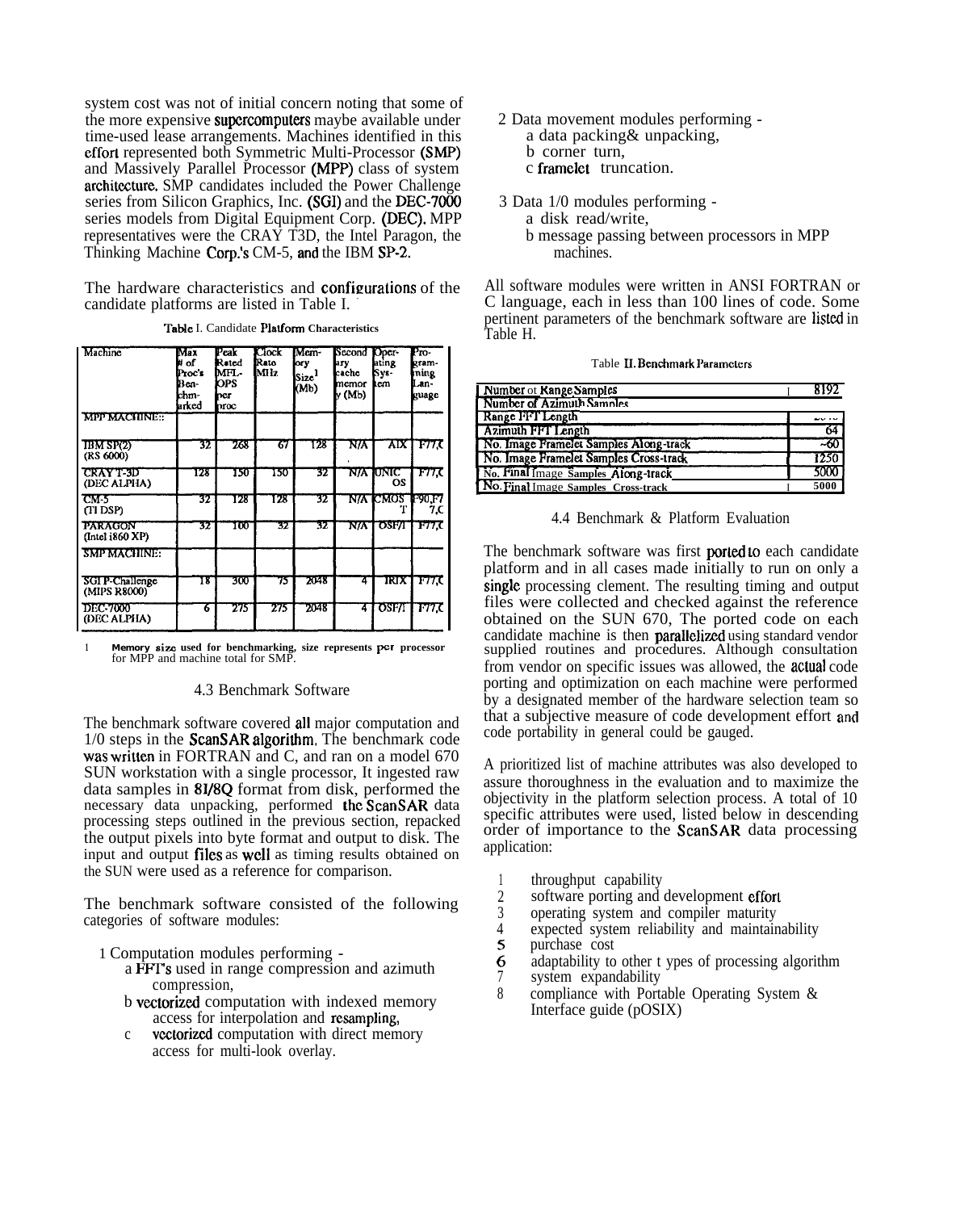system cost was not of initial concern noting that some of the more expensive supercomputers maybe available under time-used lease arrangements. Machines identified in this effort represented both Symmetric Multi-Processor (SMP) and Massively Parallel Processor (MPP) class of system architecture. SMP candidates included the Power Challenge series from Silicon Graphics, Inc. (SGI) and the DEC-7000 series models from Digital Equipment Corp. (DEC). MPP representatives were the CRAY T3D, the Intel Paragon, the Thinking Machine Corp.'s CM-5, and the IBM SP-2.

The hardware characteristics and configurations of the candidate platforms are listed in Table I.

Table I. Candidate Platform Characteristics

| Machine | Max # of Proc's Benchmarked | Peak Rated MFLOPS per proc | Clock Rate MHz | Memory Size[1] (Mb) | Secondary cache memory (Mb) | Operating System | Programming Language |
|---|---|---|---|---|---|---|---|
| MPP MACHINE: | | | | | | | |
| IBM SP(2) (RS 6000) | 32 | 268 | 67 | 128 | N/A | AIX | F77,C |
| CRAY T-3D (DEC ALPHA) | 128 | 150 | 150 | 32 | N/A | UNIC OS | F77,C |
| CM-5 (TI DSP) | 32 | 128 | 128 | 32 | N/A | CMOS T | F90,F77,C |
| PARAGON (Intel i860 XP) | 32 | 100 | 32 | 32 | N/A | OSF/1 | F77,C |
| SMP MACHINE: | | | | | | | |
| SGI P-Challenge (MIPS R8000) | 18 | 300 | 75 | 2048 | 4 | IRIX | F77,C |
| DEC-7000 (DEC ALPHA) | 6 | 275 | 275 | 2048 | 4 | OSF/1 | F77,C |

1 Memory size used for benchmarking, size represents per processor for MPP and machine total for SMP.

### 4.3 Benchmark Software

The benchmark software covered all major computation and I/O steps in the ScanSAR algorithm. The benchmark code was written in FORTRAN and C, and ran on a model 670 SUN workstation with a single processor, It ingested raw data samples in 8I/8Q format from disk, performed the necessary data unpacking, performed the ScanSAR data processing steps outlined in the previous section, repacked the output pixels into byte format and output to disk. The input and output files as well as timing results obtained on the SUN were used as a reference for comparison.

The benchmark software consisted of the following categories of software modules:

1 Computation modules performing -
   a FFT's used in range compression and azimuth compression,
   b vectorized computation with indexed memory access for interpolation and resampling,
   c vectorized computation with direct memory access for multi-look overlay.

2 Data movement modules performing -
   a data packing& unpacking,
   b corner turn,
   c framelet truncation.

3 Data I/O modules performing -
   a disk read/write,
   b message passing between processors in MPP machines.

All software modules were written in ANSI FORTRAN or C language, each in less than 100 lines of code. Some pertinent parameters of the benchmark software are listed in Table II.

Table II. Benchmark Parameters

| Parameter | Value |
|---|---|
| Number of Range Samples | 8192 |
| Number of Azimuth Samples | |
| Range FFT Length | |
| Azimuth FFT Length | 64 |
| No. Image Framelet Samples Along-track | ~60 |
| No. Image Framelet Samples Cross-track | 1250 |
| No. Final Image Samples Along-track | 5000 |
| No. Final Image Samples Cross-track | 5000 |

### 4.4 Benchmark & Platform Evaluation

The benchmark software was first ported to each candidate platform and in all cases made initially to run on only a single processing clement. The resulting timing and output files were collected and checked against the reference obtained on the SUN 670, The ported code on each candidate machine is then parallelized using standard vendor supplied routines and procedures. Although consultation from vendor on specific issues was allowed, the actual code porting and optimization on each machine were performed by a designated member of the hardware selection team so that a subjective measure of code development effort and code portability in general could be gauged.

A prioritized list of machine attributes was also developed to assure thoroughness in the evaluation and to maximize the objectivity in the platform selection process. A total of 10 specific attributes were used, listed below in descending order of importance to the ScanSAR data processing application:

1. throughput capability
2. software porting and development effort
3. operating system and compiler maturity
4. expected system reliability and maintainability
5. purchase cost
6. adaptability to other t ypes of processing algorithm
7. system expandability
8. compliance with Portable Operating System & Interface guide (pOSIX)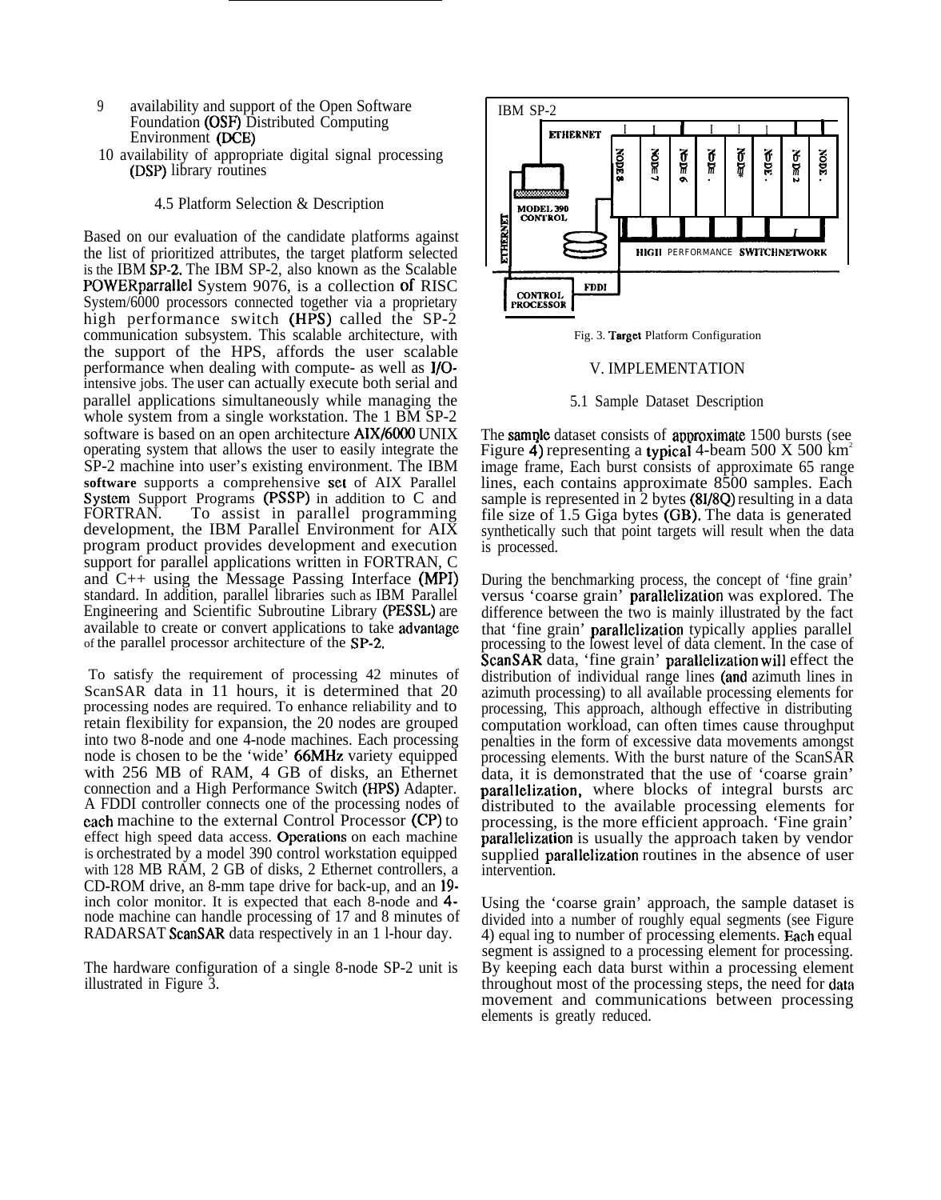9. availability and support of the Open Software Foundation (OSF) Distributed Computing Environment (DCE)
10. availability of appropriate digital signal processing (DSP) library routines

### 4.5 Platform Selection & Description

Based on our evaluation of the candidate platforms against the list of prioritized attributes, the target platform selected is the IBM SP-2. The IBM SP-2, also known as the Scalable POWERparrallel System 9076, is a collection of RISC System/6000 processors connected together via a proprietary high performance switch (HPS) called the SP-2 communication subsystem. This scalable architecture, with the support of the HPS, affords the user scalable performance when dealing with compute- as well as I/O-intensive jobs. The user can actually execute both serial and parallel applications simultaneously while managing the whole system from a single workstation. The 1 BM SP-2 software is based on an open architecture AIX/6000 UNIX operating system that allows the user to easily integrate the SP-2 machine into user's existing environment. The IBM software supports a comprehensive set of AIX Parallel System Support Programs (PSSP) in addition to C and FORTRAN. To assist in parallel programming development, the IBM Parallel Environment for AIX program product provides development and execution support for parallel applications written in FORTRAN, C and C++ using the Message Passing Interface (MPI) standard. In addition, parallel libraries such as IBM Parallel Engineering and Scientific Subroutine Library (PESSL) are available to create or convert applications to take advantage of the parallel processor architecture of the SP-2.

To satisfy the requirement of processing 42 minutes of ScanSAR data in 11 hours, it is determined that 20 processing nodes are required. To enhance reliability and to retain flexibility for expansion, the 20 nodes are grouped into two 8-node and one 4-node machines. Each processing node is chosen to be the 'wide' 66MHz variety equipped with 256 MB of RAM, 4 GB of disks, an Ethernet connection and a High Performance Switch (HPS) Adapter. A FDDI controller connects one of the processing nodes of each machine to the external Control Processor (CP) to effect high speed data access. Operations on each machine is orchestrated by a model 390 control workstation equipped with 128 MB RAM, 2 GB of disks, 2 Ethernet controllers, a CD-ROM drive, an 8-mm tape drive for back-up, and an 19-inch color monitor. It is expected that each 8-node and 4-node machine can handle processing of 17 and 8 minutes of RADARSAT ScanSAR data respectively in an 1 l-hour day.

The hardware configuration of a single 8-node SP-2 unit is illustrated in Figure 3.

Fig. 3. Target Platform Configuration

## V. IMPLEMENTATION

### 5.1 Sample Dataset Description

The sample dataset consists of approximate 1500 bursts (see Figure 4) representing a typical 4-beam 500 X 500 $km^2$ image frame, Each burst consists of approximate 65 range lines, each contains approximate 8500 samples. Each sample is represented in 2 bytes (8I/8Q) resulting in a data file size of 1.5 Giga bytes (GB). The data is generated synthetically such that point targets will result when the data is processed.

During the benchmarking process, the concept of 'fine grain' versus 'coarse grain' parallelization was explored. The difference between the two is mainly illustrated by the fact that 'fine grain' parallelization typically applies parallel processing to the lowest level of data clement. In the case of ScanSAR data, 'fine grain' parallelization will effect the distribution of individual range lines (and azimuth lines in azimuth processing) to all available processing elements for processing, This approach, although effective in distributing computation workload, can often times cause throughput penalties in the form of excessive data movements amongst processing elements. With the burst nature of the ScanSAR data, it is demonstrated that the use of 'coarse grain' parallelization, where blocks of integral bursts arc distributed to the available processing elements for processing, is the more efficient approach. 'Fine grain' parallelization is usually the approach taken by vendor supplied parallelization routines in the absence of user intervention.

Using the 'coarse grain' approach, the sample dataset is divided into a number of roughly equal segments (see Figure 4) equal ing to number of processing elements. Each equal segment is assigned to a processing element for processing. By keeping each data burst within a processing element throughout most of the processing steps, the need for data movement and communications between processing elements is greatly reduced.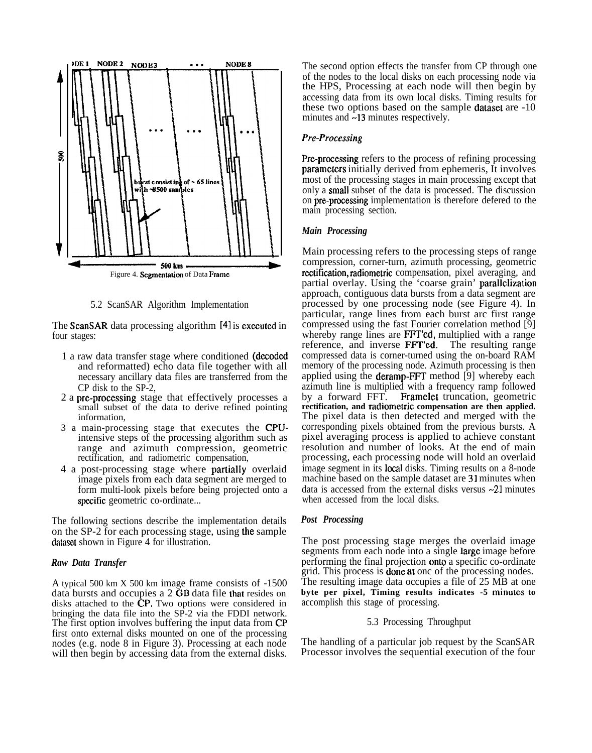Figure 4. Segmentation of Data Frame

### 5.2 ScanSAR Algorithm Implementation

The ScanSAR data processing algorithm [4] is executed in four stages:

1. a raw data transfer stage where conditioned (decoded and reformatted) echo data file together with all necessary ancillary data files are transferred from the CP disk to the SP-2,
2. a pre-processing stage that effectively processes a small subset of the data to derive refined pointing information,
3. a main-processing stage that executes the CPU-intensive steps of the processing algorithm such as range and azimuth compression, geometric rectification, and radiometric compensation,
4. a post-processing stage where partially overlaid image pixels from each data segment are merged to form multi-look pixels before being projected onto a specific geometric co-ordinate...

The following sections describe the implementation details on the SP-2 for each processing stage, using the sample dataset shown in Figure 4 for illustration.

#### *Raw Data Transfer*

A typical 500 km X 500 km image frame consists of -1500 data bursts and occupies a 2 GB data file that resides on disks attached to the CP. Two options were considered in bringing the data file into the SP-2 via the FDDI network. The first option involves buffering the input data from CP first onto external disks mounted on one of the processing nodes (e.g. node 8 in Figure 3). Processing at each node will then begin by accessing data from the external disks. The second option effects the transfer from CP through one of the nodes to the local disks on each processing node via the HPS, Processing at each node will then begin by accessing data from its own local disks. Timing results for these two options based on the sample dataset are -10 minutes and ~13 minutes respectively.

#### *Pre-Processing*

Pre-processing refers to the process of refining processing parameters initially derived from ephemeris, It involves most of the processing stages in main processing except that only a small subset of the data is processed. The discussion on pre-processing implementation is therefore defered to the main processing section.

#### *Main Processing*

Main processing refers to the processing steps of range compression, corner-turn, azimuth processing, geometric rectification, radiometric compensation, pixel averaging, and partial overlay. Using the 'coarse grain' parallelization approach, contiguous data bursts from a data segment are processed by one processing node (see Figure 4). In particular, range lines from each burst arc first range compressed using the fast Fourier correlation method [9] whereby range lines are FFT'ed, multiplied with a range reference, and inverse FFT'ed. The resulting range compressed data is corner-turned using the on-board RAM memory of the processing node. Azimuth processing is then applied using the deramp-FFT method [9] whereby each azimuth line is multiplied with a frequency ramp followed by a forward FFT. Framelet truncation, geometric rectification, and radiometric compensation are then applied. The pixel data is then detected and merged with the corresponding pixels obtained from the previous bursts. A pixel averaging process is applied to achieve constant resolution and number of looks. At the end of main processing, each processing node will hold an overlaid image segment in its local disks. Timing results on a 8-node machine based on the sample dataset are 31 minutes when data is accessed from the external disks versus ~21 minutes when accessed from the local disks.

#### *Post Processing*

The post processing stage merges the overlaid image segments from each node into a single large image before performing the final projection onto a specific co-ordinate grid. This process is done at onc of the processing nodes. The resulting image data occupies a file of 25 MB at one byte per pixel, Timing results indicates -5 minutes to accomplish this stage of processing.

### 5.3 Processing Throughput

The handling of a particular job request by the ScanSAR Processor involves the sequential execution of the four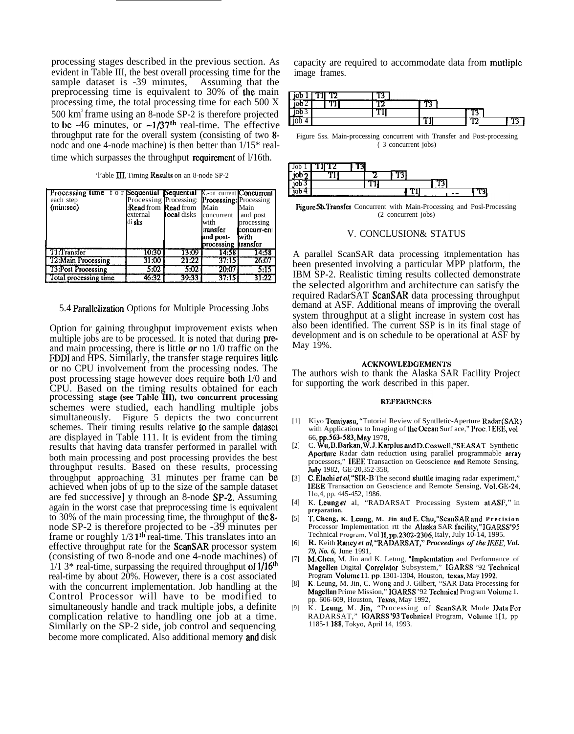processing stages described in the previous section. As evident in Table III, the best overall processing time for the sample dataset is -39 minutes, Assuming that the preprocessing time is equivalent to 30% of the main processing time, the total processing time for each 500 X 500 $km^2$ frame using an 8-node SP-2 is therefore projected to be -46 minutes, or ~1/37$^{th}$ real-time. The effective throughput rate for the overall system (consisting of two 8-nodc and one 4-node machine) is then better than 1/15* real-time which surpasses the throughput requirement of l/16th.

'l'able III, Timing Results on an 8-node SP-2

| Processing time for each step (min:sec) | Sequential Processing :Read from external disks | Sequential Processing: Read from local disks | X.-on current Processing: Main concurrent with transfer and post-processing | Concurrent Processing Main and post processing concurr-ent with transfer |
|---|---|---|---|---|
| T1:Transfer | 10:30 | 13:09 | 14:58 | 14:58 |
| T2:Main Processing | 31:00 | 21:22 | 37:15 | 26:07 |
| T3:Post Processing | 5:02 | 5:02 | 20:07 | 5:15 |
| Total processing time | 46:32 | 39:33 | 37:15 | 31:22 |

5.4 Parallelization Options for Multiple Processing Jobs

Option for gaining throughput improvement exists when multiple jobs are to be processed. It is noted that during pre- and main processing, there is little *or* no 1/0 traffic on the FDDI and HPS. Similarly, the transfer stage requires little or no CPU involvement from the processing nodes. The post processing stage however does require both 1/0 and CPU. Based on the timing results obtained for each processing stage (see Table III), two concurrent processing schemes were studied, each handling multiple jobs simultaneously. Figure 5 depicts the two concurrent schemes. Their timing results relative to the sample dataset are displayed in Table 111. It is evident from the timing results that having data transfer performed in parallel with both main processing and post processing provides the best throughput results. Based on these results, processing throughput approaching 31 minutes per frame can be achieved when jobs of up to the size of the sample dataset are fed successive] y through an 8-node SP-2. Assuming again in the worst case that preprocessing time is equivalent to 30% of the main processing time, the throughput of the 8-node SP-2 is therefore projected to be -39 minutes per frame or roughly 1/3 1$^{th}$ real-time. This translates into an effective throughput rate for the ScanSAR processor system (consisting of two 8-node and one 4-node machines) of 1/1 3* real-time, surpassing the required throughput of 1/16$^{th}$ real-time by about 20%. However, there is a cost associated with the concurrent implementation. Job handling at the Control Processor will have to be modified to simultaneously handle and track multiple jobs, a definite complication relative to handling one job at a time. Similarly on the SP-2 side, job control and sequencing become more complicated. Also additional memory and disk capacity are required to accommodate data from mutliple image frames.

job 1 T1 T2 T3
job 2 T1 T2 T3
job 3 T1 T3
job 4 T1 T2 T3

Figure 5ss. Main-processing concurrent with Transfer and Post-processing ( 3 concurrent jobs)

Job 1 T1 T2 T3
job 2 T1 2 T3
job 3 T1 T3
job 4 T1 T3

Figure 5b. Transfer Concurrent with Main-Processing and Posl-Processing (2 concurrent jobs)

## V. CONCLUSION& STATUS

A parallel ScanSAR data processing itnplementation has been presented involving a particular MPP platform, the IBM SP-2. Realistic timing results collected demonstrate the selected algorithm and architecture can satisfy the required RadarSAT ScanSAR data processing throughput demand at ASF. Additional means of improving the overall system throughput at a slight increase in system cost has also been identified. The current SSP is in its final stage of development and is on schedule to be operational at ASF by May 19%.

### ACKNOWLEDGEMENTS

The authors wish to thank the Alaska SAR Facility Project for supporting the work described in this paper.

### REFERENCES

[1] Kiyo Tomiyasu, "Tutorial Review of Syntllletic-Aperture Radar(SAR) with Applications to Imaging of the Ocean Surf ace," Proc. I EEE, vol. 66, pp.563-583, May 1978,

[2] C. Wu,B.Barkan,W.J. Karplus and D.Coswell,"SEASAT Synthetic Aperture Radar datn reduction using parallel programmable array processors," IEEE Transaction on Geoscience and Remote Sensing, July 1982, GE-20,352-358,

[3] C. Elachi *et al*, "SIR-B The second shuttle imaging radar experiment," IEEE Transaction on Geoscience and Remote Sensing, Vol. GE-24, I1o,4, pp. 445-452, 1986.

[4] K. Leung *et* al, "RADARSAT Processing System at ASF," in preparation.

[5] T, Cheng, K. Leung, M. Jin and E. Chu,"ScanSAR and Precision Processor Implementation rtt the Alaska SAR facility,"IGARSS'95 Technical Program, Vol II, pp.2302-2306, Italy, July 10-14, 1995.

[6] R. Keith Raney *et al*, "RADARSAT," *Proceedings of the IEEE, Vol. 79, No. 6,* June 1991,

[7] M.Chen, M. Jin and K. Letmg, "Implemtation and Performance of Magellen Digital Correlator Subsystem," IGARSS '92 Technical Program Volume 11. pp. 1301-1304, Houston, texas, May 1992.

[8] K. Leung, M. Jin, C. Wong and J. Gilbert, "SAR Data Processing for Magellan Prime Mission," IGARSS '92 Technical Program Volume 1. pp. 606-609, Houston, Texas, May 1992,

[9] K. Leung, M. Jin, "Processing of ScanSAR Mode Data For RADARSAT," IGARSS'93 Technical Program, Volume 1[1, pp 1185-1 188, Tokyo, April 14, 1993.